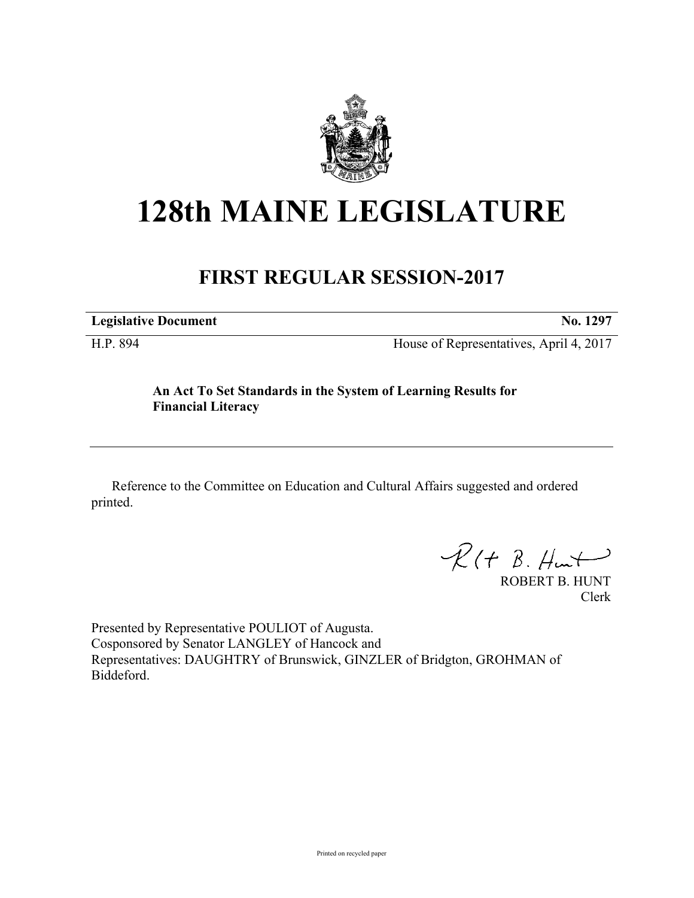# 128th MAINE LEGISLATURE

## FIRST REGULAR SESSION-2017

| **Legislative Document** | **No. 1297** |
|---|---|
| H.P. 894 | House of Representatives, April 4, 2017 |

**An Act To Set Standards in the System of Learning Results for Financial Literacy**

---

Reference to the Committee on Education and Cultural Affairs suggested and ordered printed.

ROBERT B. HUNT
Clerk

Presented by Representative POULIOT of Augusta.
Cosponsored by Senator LANGLEY of Hancock and
Representatives: DAUGHTRY of Brunswick, GINZLER of Bridgton, GROHMAN of Biddeford.

Printed on recycled paper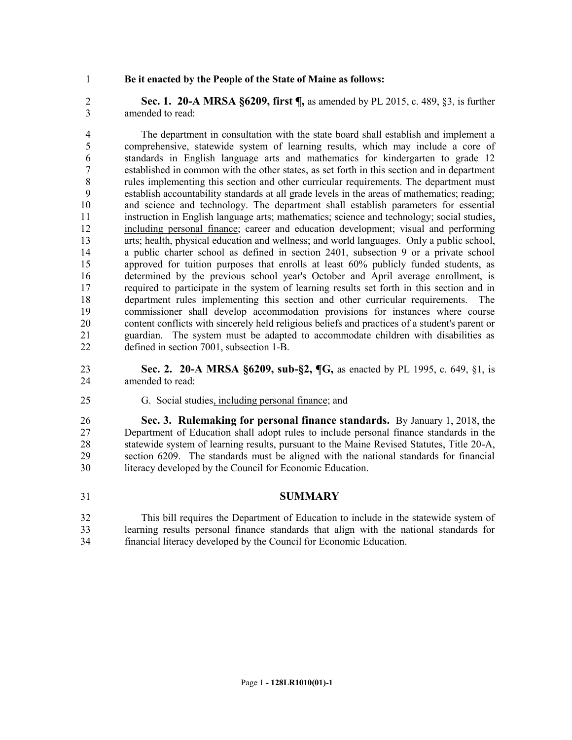**Be it enacted by the People of the State of Maine as follows:**

**Sec. 1. 20-A MRSA §6209, first ¶,** as amended by PL 2015, c. 489, §3, is further amended to read:

The department in consultation with the state board shall establish and implement a comprehensive, statewide system of learning results, which may include a core of standards in English language arts and mathematics for kindergarten to grade 12 established in common with the other states, as set forth in this section and in department rules implementing this section and other curricular requirements. The department must establish accountability standards at all grade levels in the areas of mathematics; reading; and science and technology. The department shall establish parameters for essential instruction in English language arts; mathematics; science and technology; social studies, including personal finance; career and education development; visual and performing arts; health, physical education and wellness; and world languages. Only a public school, a public charter school as defined in section 2401, subsection 9 or a private school approved for tuition purposes that enrolls at least 60% publicly funded students, as determined by the previous school year's October and April average enrollment, is required to participate in the system of learning results set forth in this section and in department rules implementing this section and other curricular requirements. The commissioner shall develop accommodation provisions for instances where course content conflicts with sincerely held religious beliefs and practices of a student's parent or guardian. The system must be adapted to accommodate children with disabilities as defined in section 7001, subsection 1-B.

**Sec. 2. 20-A MRSA §6209, sub-§2, ¶G,** as enacted by PL 1995, c. 649, §1, is amended to read:

G. Social studies, including personal finance; and

**Sec. 3. Rulemaking for personal finance standards.** By January 1, 2018, the Department of Education shall adopt rules to include personal finance standards in the statewide system of learning results, pursuant to the Maine Revised Statutes, Title 20-A, section 6209. The standards must be aligned with the national standards for financial literacy developed by the Council for Economic Education.

## SUMMARY

This bill requires the Department of Education to include in the statewide system of learning results personal finance standards that align with the national standards for financial literacy developed by the Council for Economic Education.